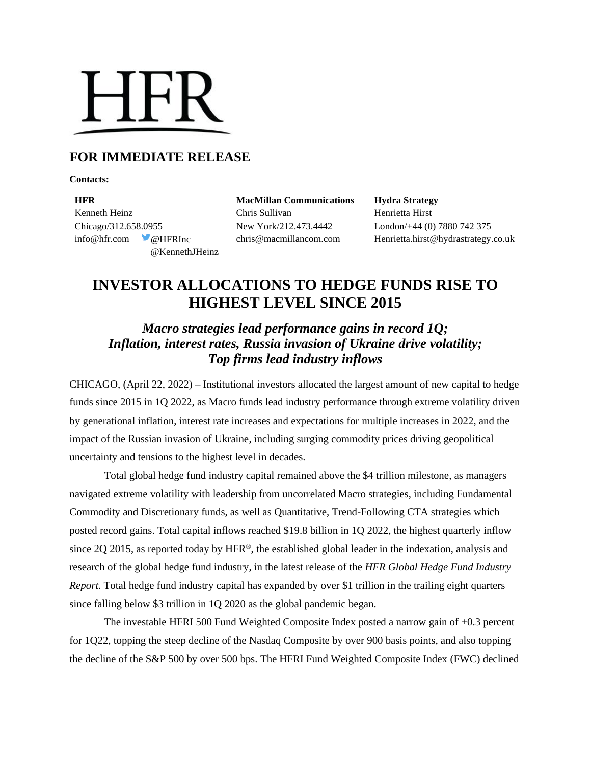HFR

## FOR IMMEDIATE RELEASE

**Contacts:**

**HFR**
Kenneth Heinz
Chicago/312.658.0955
info@hfr.com @HFRInc
@KennethJHeinz

**MacMillan Communications**
Chris Sullivan
New York/212.473.4442
chris@macmillancom.com

**Hydra Strategy**
Henrietta Hirst
London/+44 (0) 7880 742 375
Henrietta.hirst@hydrastrategy.co.uk

# INVESTOR ALLOCATIONS TO HEDGE FUNDS RISE TO HIGHEST LEVEL SINCE 2015

### *Macro strategies lead performance gains in record 1Q; Inflation, interest rates, Russia invasion of Ukraine drive volatility; Top firms lead industry inflows*

CHICAGO, (April 22, 2022) – Institutional investors allocated the largest amount of new capital to hedge funds since 2015 in 1Q 2022, as Macro funds lead industry performance through extreme volatility driven by generational inflation, interest rate increases and expectations for multiple increases in 2022, and the impact of the Russian invasion of Ukraine, including surging commodity prices driving geopolitical uncertainty and tensions to the highest level in decades.

Total global hedge fund industry capital remained above the $4 trillion milestone, as managers navigated extreme volatility with leadership from uncorrelated Macro strategies, including Fundamental Commodity and Discretionary funds, as well as Quantitative, Trend-Following CTA strategies which posted record gains. Total capital inflows reached $19.8 billion in 1Q 2022, the highest quarterly inflow since 2Q 2015, as reported today by HFR®, the established global leader in the indexation, analysis and research of the global hedge fund industry, in the latest release of the *HFR Global Hedge Fund Industry Report.* Total hedge fund industry capital has expanded by over $1 trillion in the trailing eight quarters since falling below $3 trillion in 1Q 2020 as the global pandemic began.

The investable HFRI 500 Fund Weighted Composite Index posted a narrow gain of +0.3 percent for 1Q22, topping the steep decline of the Nasdaq Composite by over 900 basis points, and also topping the decline of the S&P 500 by over 500 bps. The HFRI Fund Weighted Composite Index (FWC) declined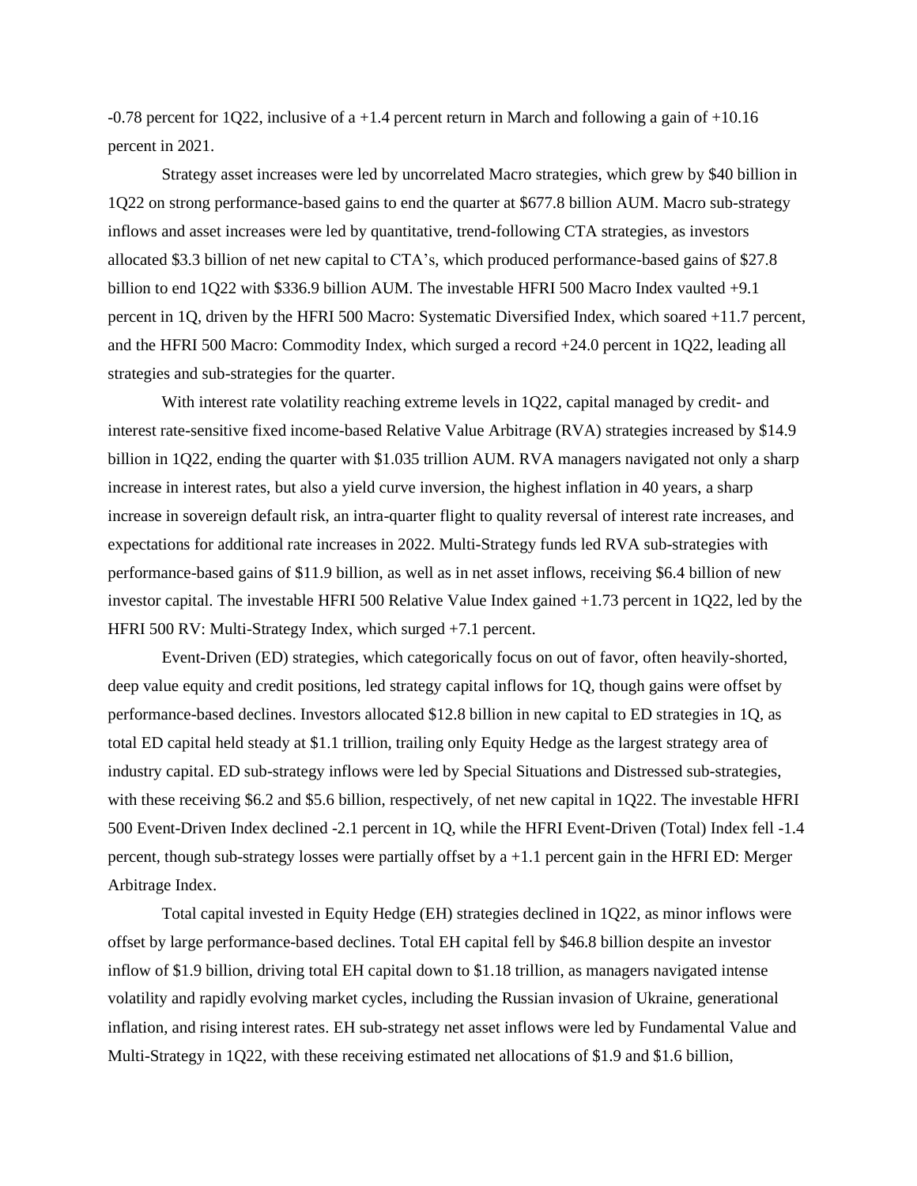-0.78 percent for 1Q22, inclusive of a +1.4 percent return in March and following a gain of +10.16 percent in 2021.

Strategy asset increases were led by uncorrelated Macro strategies, which grew by $40 billion in 1Q22 on strong performance-based gains to end the quarter at $677.8 billion AUM. Macro sub-strategy inflows and asset increases were led by quantitative, trend-following CTA strategies, as investors allocated $3.3 billion of net new capital to CTA's, which produced performance-based gains of $27.8 billion to end 1Q22 with $336.9 billion AUM. The investable HFRI 500 Macro Index vaulted +9.1 percent in 1Q, driven by the HFRI 500 Macro: Systematic Diversified Index, which soared +11.7 percent, and the HFRI 500 Macro: Commodity Index, which surged a record +24.0 percent in 1Q22, leading all strategies and sub-strategies for the quarter.

With interest rate volatility reaching extreme levels in 1Q22, capital managed by credit- and interest rate-sensitive fixed income-based Relative Value Arbitrage (RVA) strategies increased by $14.9 billion in 1Q22, ending the quarter with $1.035 trillion AUM. RVA managers navigated not only a sharp increase in interest rates, but also a yield curve inversion, the highest inflation in 40 years, a sharp increase in sovereign default risk, an intra-quarter flight to quality reversal of interest rate increases, and expectations for additional rate increases in 2022. Multi-Strategy funds led RVA sub-strategies with performance-based gains of $11.9 billion, as well as in net asset inflows, receiving $6.4 billion of new investor capital. The investable HFRI 500 Relative Value Index gained +1.73 percent in 1Q22, led by the HFRI 500 RV: Multi-Strategy Index, which surged +7.1 percent.

Event-Driven (ED) strategies, which categorically focus on out of favor, often heavily-shorted, deep value equity and credit positions, led strategy capital inflows for 1Q, though gains were offset by performance-based declines. Investors allocated $12.8 billion in new capital to ED strategies in 1Q, as total ED capital held steady at $1.1 trillion, trailing only Equity Hedge as the largest strategy area of industry capital. ED sub-strategy inflows were led by Special Situations and Distressed sub-strategies, with these receiving $6.2 and $5.6 billion, respectively, of net new capital in 1Q22. The investable HFRI 500 Event-Driven Index declined -2.1 percent in 1Q, while the HFRI Event-Driven (Total) Index fell -1.4 percent, though sub-strategy losses were partially offset by a +1.1 percent gain in the HFRI ED: Merger Arbitrage Index.

Total capital invested in Equity Hedge (EH) strategies declined in 1Q22, as minor inflows were offset by large performance-based declines. Total EH capital fell by $46.8 billion despite an investor inflow of $1.9 billion, driving total EH capital down to $1.18 trillion, as managers navigated intense volatility and rapidly evolving market cycles, including the Russian invasion of Ukraine, generational inflation, and rising interest rates. EH sub-strategy net asset inflows were led by Fundamental Value and Multi-Strategy in 1Q22, with these receiving estimated net allocations of $1.9 and $1.6 billion,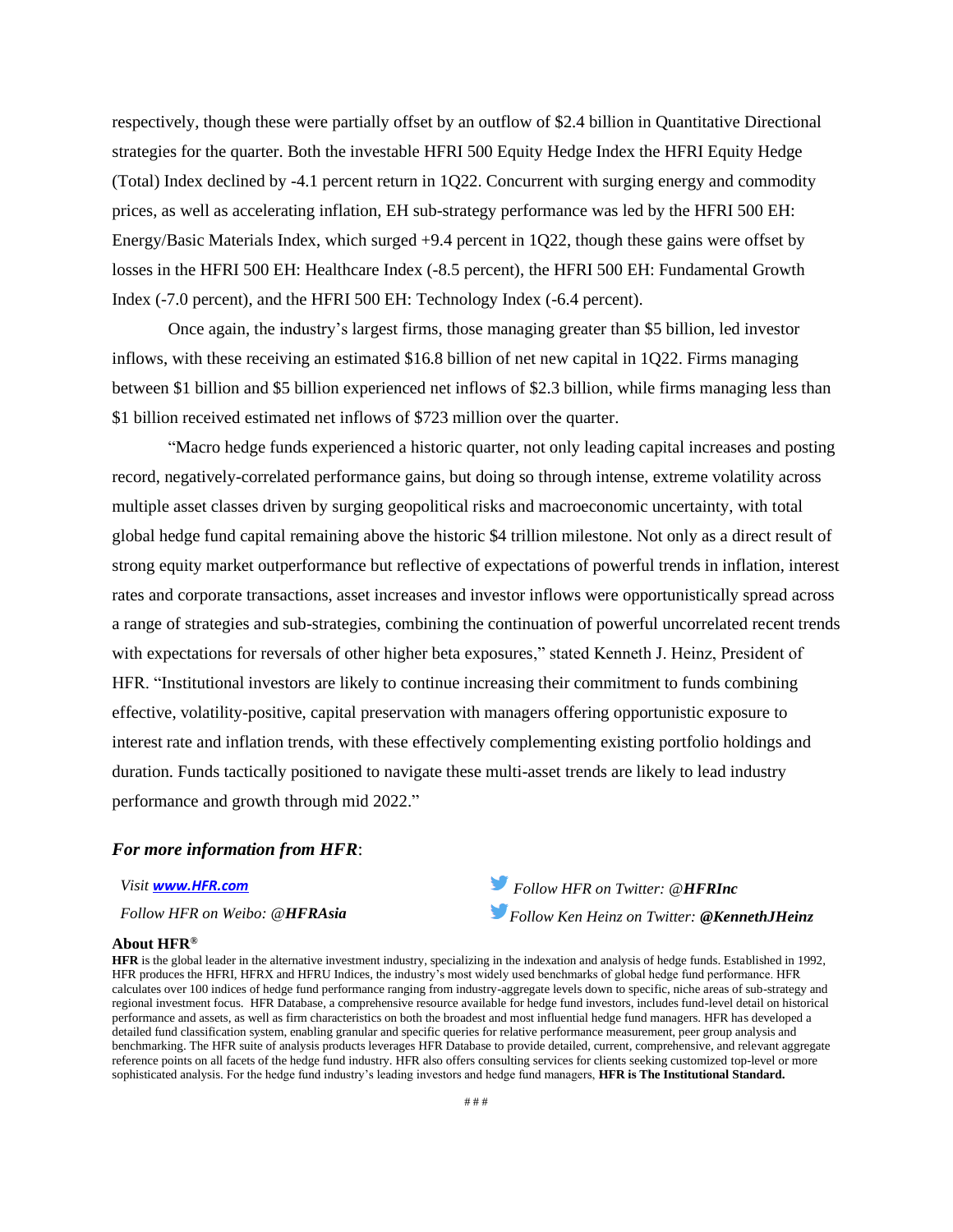respectively, though these were partially offset by an outflow of $2.4 billion in Quantitative Directional strategies for the quarter. Both the investable HFRI 500 Equity Hedge Index the HFRI Equity Hedge (Total) Index declined by -4.1 percent return in 1Q22. Concurrent with surging energy and commodity prices, as well as accelerating inflation, EH sub-strategy performance was led by the HFRI 500 EH: Energy/Basic Materials Index, which surged +9.4 percent in 1Q22, though these gains were offset by losses in the HFRI 500 EH: Healthcare Index (-8.5 percent), the HFRI 500 EH: Fundamental Growth Index (-7.0 percent), and the HFRI 500 EH: Technology Index (-6.4 percent).

Once again, the industry's largest firms, those managing greater than $5 billion, led investor inflows, with these receiving an estimated $16.8 billion of net new capital in 1Q22. Firms managing between $1 billion and $5 billion experienced net inflows of $2.3 billion, while firms managing less than $1 billion received estimated net inflows of $723 million over the quarter.

"Macro hedge funds experienced a historic quarter, not only leading capital increases and posting record, negatively-correlated performance gains, but doing so through intense, extreme volatility across multiple asset classes driven by surging geopolitical risks and macroeconomic uncertainty, with total global hedge fund capital remaining above the historic $4 trillion milestone. Not only as a direct result of strong equity market outperformance but reflective of expectations of powerful trends in inflation, interest rates and corporate transactions, asset increases and investor inflows were opportunistically spread across a range of strategies and sub-strategies, combining the continuation of powerful uncorrelated recent trends with expectations for reversals of other higher beta exposures," stated Kenneth J. Heinz, President of HFR. "Institutional investors are likely to continue increasing their commitment to funds combining effective, volatility-positive, capital preservation with managers offering opportunistic exposure to interest rate and inflation trends, with these effectively complementing existing portfolio holdings and duration. Funds tactically positioned to navigate these multi-asset trends are likely to lead industry performance and growth through mid 2022."

## ***For more information from HFR***:

*Visit* ***www.HFR.com***

*Follow HFR on Weibo: @****HFRAsia***

*Follow HFR on Twitter: @****HFRInc***

*Follow Ken Heinz on Twitter:* ***@KennethJHeinz***

**About HFR®**

**HFR** is the global leader in the alternative investment industry, specializing in the indexation and analysis of hedge funds. Established in 1992, HFR produces the HFRI, HFRX and HFRU Indices, the industry's most widely used benchmarks of global hedge fund performance. HFR calculates over 100 indices of hedge fund performance ranging from industry-aggregate levels down to specific, niche areas of sub-strategy and regional investment focus. HFR Database, a comprehensive resource available for hedge fund investors, includes fund-level detail on historical performance and assets, as well as firm characteristics on both the broadest and most influential hedge fund managers. HFR has developed a detailed fund classification system, enabling granular and specific queries for relative performance measurement, peer group analysis and benchmarking. The HFR suite of analysis products leverages HFR Database to provide detailed, current, comprehensive, and relevant aggregate reference points on all facets of the hedge fund industry. HFR also offers consulting services for clients seeking customized top-level or more sophisticated analysis. For the hedge fund industry's leading investors and hedge fund managers, **HFR is The Institutional Standard.**

# # #